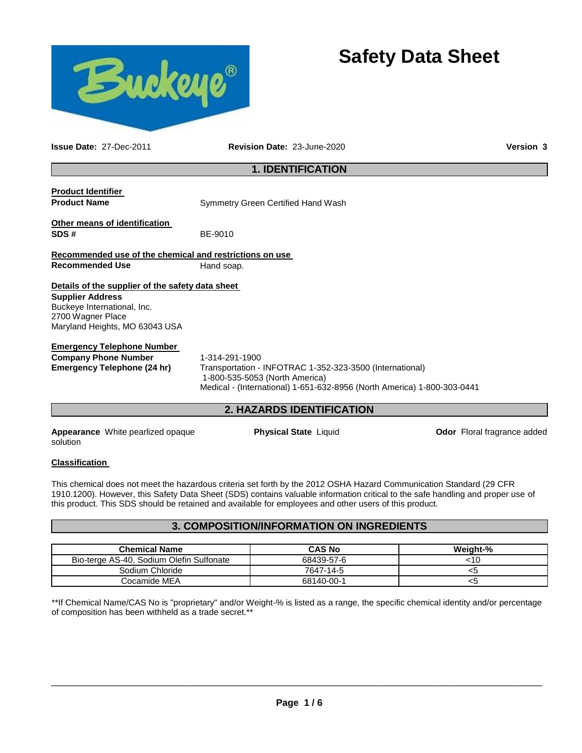# Safety Data Sheet

**Issue Date:** 27-Dec-2011 **Revision Date:** 23-June-2020 **Version 3**

## 1. IDENTIFICATION

**Product Identifier**
**Product Name** Symmetry Green Certified Hand Wash

**Other means of identification**
**SDS #** BE-9010

**Recommended use of the chemical and restrictions on use**
**Recommended Use** Hand soap.

**Details of the supplier of the safety data sheet**
**Supplier Address**
Buckeye International, Inc.
2700 Wagner Place
Maryland Heights, MO 63043 USA

**Emergency Telephone Number**
**Company Phone Number** 1-314-291-1900
**Emergency Telephone (24 hr)** Transportation - INFOTRAC 1-352-323-3500 (International)
1-800-535-5053 (North America)
Medical - (International) 1-651-632-8956 (North America) 1-800-303-0441

## 2. HAZARDS IDENTIFICATION

**Appearance** White pearlized opaque solution **Physical State** Liquid **Odor** Floral fragrance added

**Classification**

This chemical does not meet the hazardous criteria set forth by the 2012 OSHA Hazard Communication Standard (29 CFR 1910.1200). However, this Safety Data Sheet (SDS) contains valuable information critical to the safe handling and proper use of this product. This SDS should be retained and available for employees and other users of this product.

## 3. COMPOSITION/INFORMATION ON INGREDIENTS

| Chemical Name | CAS No | Weight-% |
|---|---|---|
| Bio-terge AS-40, Sodium Olefin Sulfonate | 68439-57-6 | <10 |
| Sodium Chloride | 7647-14-5 | <5 |
| Cocamide MEA | 68140-00-1 | <5 |

**If Chemical Name/CAS No is "proprietary" and/or Weight-% is listed as a range, the specific chemical identity and/or percentage of composition has been withheld as a trade secret.**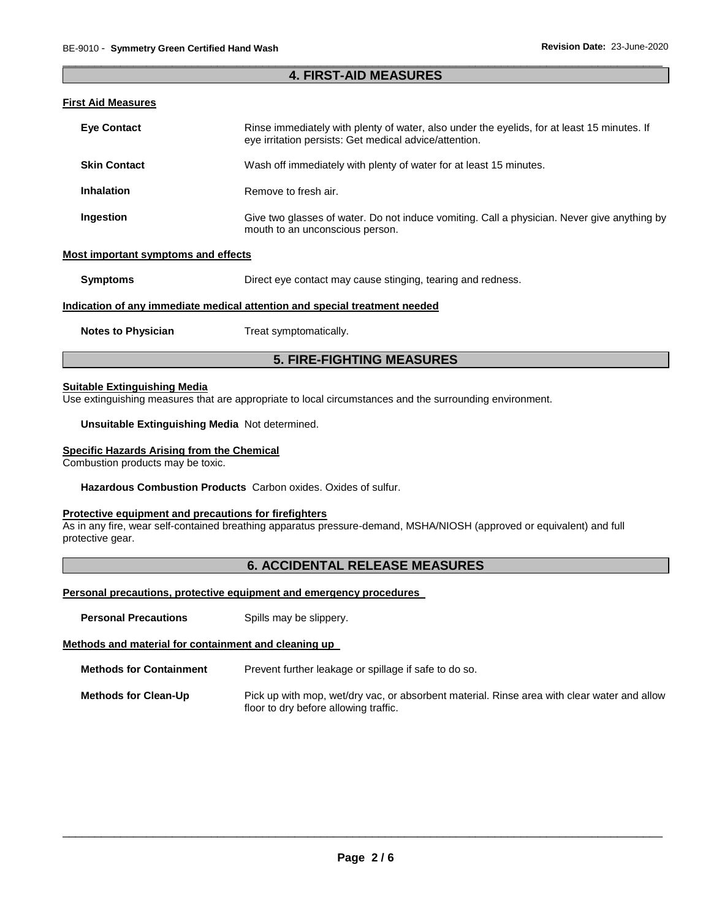## 4. FIRST-AID MEASURES

### First Aid Measures

**Eye Contact** Rinse immediately with plenty of water, also under the eyelids, for at least 15 minutes. If eye irritation persists: Get medical advice/attention.

**Skin Contact** Wash off immediately with plenty of water for at least 15 minutes.

**Inhalation** Remove to fresh air.

**Ingestion** Give two glasses of water. Do not induce vomiting. Call a physician. Never give anything by mouth to an unconscious person.

### Most important symptoms and effects

**Symptoms** Direct eye contact may cause stinging, tearing and redness.

### Indication of any immediate medical attention and special treatment needed

**Notes to Physician** Treat symptomatically.

## 5. FIRE-FIGHTING MEASURES

### Suitable Extinguishing Media

Use extinguishing measures that are appropriate to local circumstances and the surrounding environment.

**Unsuitable Extinguishing Media** Not determined.

### Specific Hazards Arising from the Chemical

Combustion products may be toxic.

**Hazardous Combustion Products** Carbon oxides. Oxides of sulfur.

### Protective equipment and precautions for firefighters

As in any fire, wear self-contained breathing apparatus pressure-demand, MSHA/NIOSH (approved or equivalent) and full protective gear.

## 6. ACCIDENTAL RELEASE MEASURES

### Personal precautions, protective equipment and emergency procedures

**Personal Precautions** Spills may be slippery.

### Methods and material for containment and cleaning up

**Methods for Containment** Prevent further leakage or spillage if safe to do so.

**Methods for Clean-Up** Pick up with mop, wet/dry vac, or absorbent material. Rinse area with clear water and allow floor to dry before allowing traffic.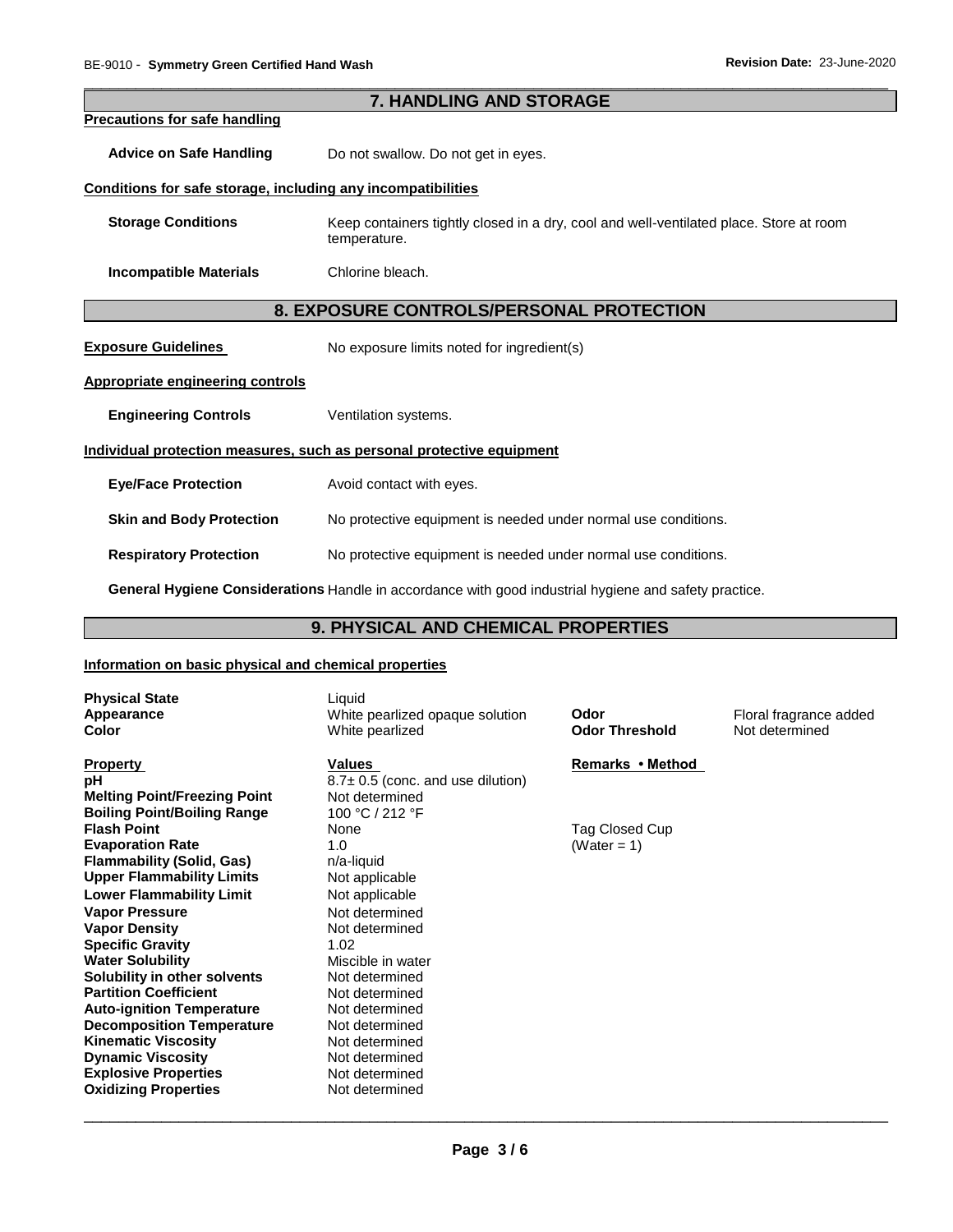## 7. HANDLING AND STORAGE

**Precautions for safe handling**

**Advice on Safe Handling** Do not swallow. Do not get in eyes.

**Conditions for safe storage, including any incompatibilities**

**Storage Conditions** Keep containers tightly closed in a dry, cool and well-ventilated place. Store at room temperature.

**Incompatible Materials** Chlorine bleach.

## 8. EXPOSURE CONTROLS/PERSONAL PROTECTION

**Exposure Guidelines** No exposure limits noted for ingredient(s)

**Appropriate engineering controls**

**Engineering Controls** Ventilation systems.

**Individual protection measures, such as personal protective equipment**

**Eye/Face Protection** Avoid contact with eyes.

**Skin and Body Protection** No protective equipment is needed under normal use conditions.

**Respiratory Protection** No protective equipment is needed under normal use conditions.

**General Hygiene Considerations** Handle in accordance with good industrial hygiene and safety practice.

## 9. PHYSICAL AND CHEMICAL PROPERTIES

**Information on basic physical and chemical properties**

| | | | |
|---|---|---|---|
| **Physical State** | Liquid | | |
| **Appearance** | White pearlized opaque solution | **Odor** | Floral fragrance added |
| **Color** | White pearlized | **Odor Threshold** | Not determined |

| **Property** | **Values** | **Remarks • Method** |
|---|---|---|
| **pH** | 8.7± 0.5 (conc. and use dilution) | |
| **Melting Point/Freezing Point** | Not determined | |
| **Boiling Point/Boiling Range** | 100 °C / 212 °F | |
| **Flash Point** | None | Tag Closed Cup |
| **Evaporation Rate** | 1.0 | (Water = 1) |
| **Flammability (Solid, Gas)** | n/a-liquid | |
| **Upper Flammability Limits** | Not applicable | |
| **Lower Flammability Limit** | Not applicable | |
| **Vapor Pressure** | Not determined | |
| **Vapor Density** | Not determined | |
| **Specific Gravity** | 1.02 | |
| **Water Solubility** | Miscible in water | |
| **Solubility in other solvents** | Not determined | |
| **Partition Coefficient** | Not determined | |
| **Auto-ignition Temperature** | Not determined | |
| **Decomposition Temperature** | Not determined | |
| **Kinematic Viscosity** | Not determined | |
| **Dynamic Viscosity** | Not determined | |
| **Explosive Properties** | Not determined | |
| **Oxidizing Properties** | Not determined | |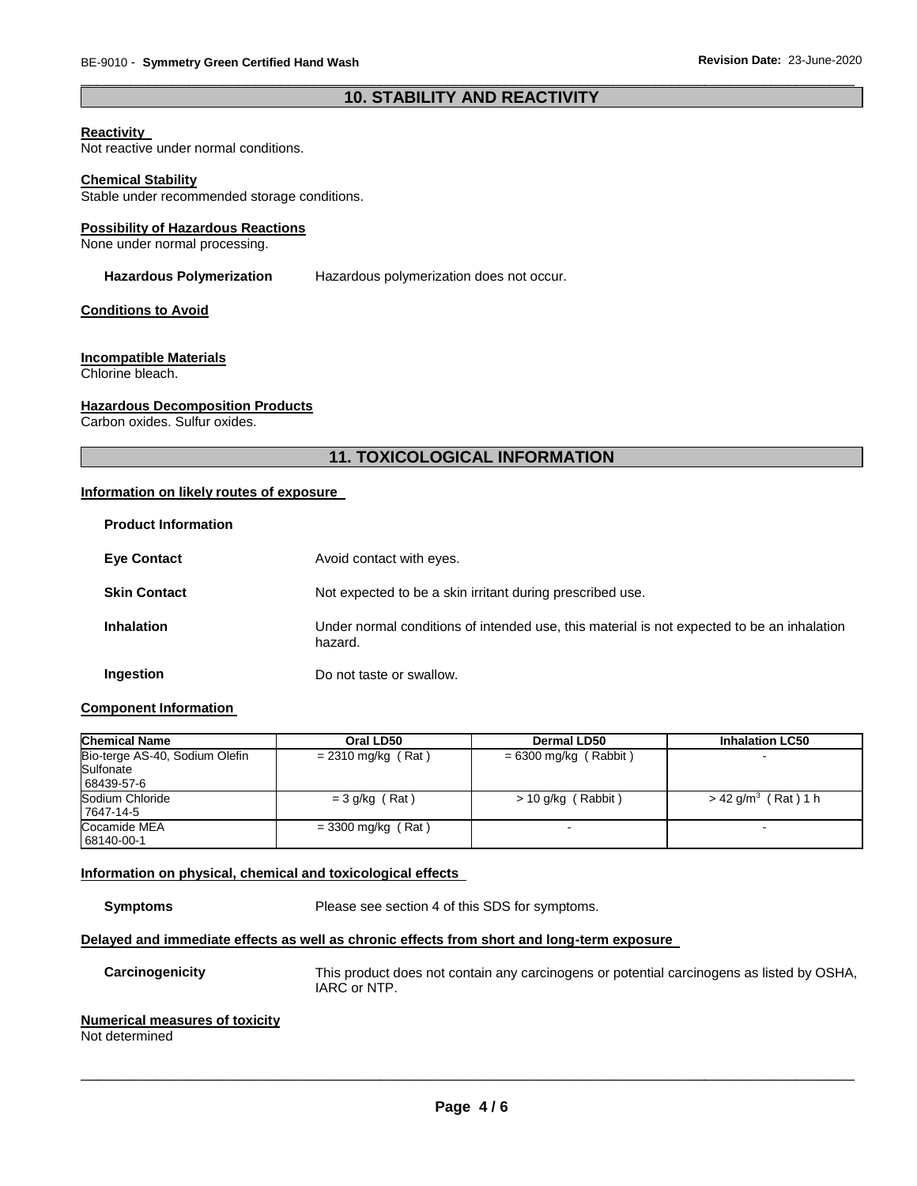## 10. STABILITY AND REACTIVITY

**Reactivity**
Not reactive under normal conditions.

**Chemical Stability**
Stable under recommended storage conditions.

**Possibility of Hazardous Reactions**
None under normal processing.

**Hazardous Polymerization** Hazardous polymerization does not occur.

**Conditions to Avoid**

**Incompatible Materials**
Chlorine bleach.

**Hazardous Decomposition Products**
Carbon oxides. Sulfur oxides.

## 11. TOXICOLOGICAL INFORMATION

**Information on likely routes of exposure**

**Product Information**

**Eye Contact** Avoid contact with eyes.

**Skin Contact** Not expected to be a skin irritant during prescribed use.

**Inhalation** Under normal conditions of intended use, this material is not expected to be an inhalation hazard.

**Ingestion** Do not taste or swallow.

**Component Information**

| Chemical Name | Oral LD50 | Dermal LD50 | Inhalation LC50 |
|---|---|---|---|
| Bio-terge AS-40, Sodium Olefin Sulfonate 68439-57-6 | = 2310 mg/kg ( Rat ) | = 6300 mg/kg ( Rabbit ) | - |
| Sodium Chloride 7647-14-5 | = 3 g/kg ( Rat ) | > 10 g/kg ( Rabbit ) | > 42 g/m$^3$ ( Rat ) 1 h |
| Cocamide MEA 68140-00-1 | = 3300 mg/kg ( Rat ) | - | - |

**Information on physical, chemical and toxicological effects**

**Symptoms** Please see section 4 of this SDS for symptoms.

**Delayed and immediate effects as well as chronic effects from short and long-term exposure**

**Carcinogenicity** This product does not contain any carcinogens or potential carcinogens as listed by OSHA, IARC or NTP.

**Numerical measures of toxicity**
Not determined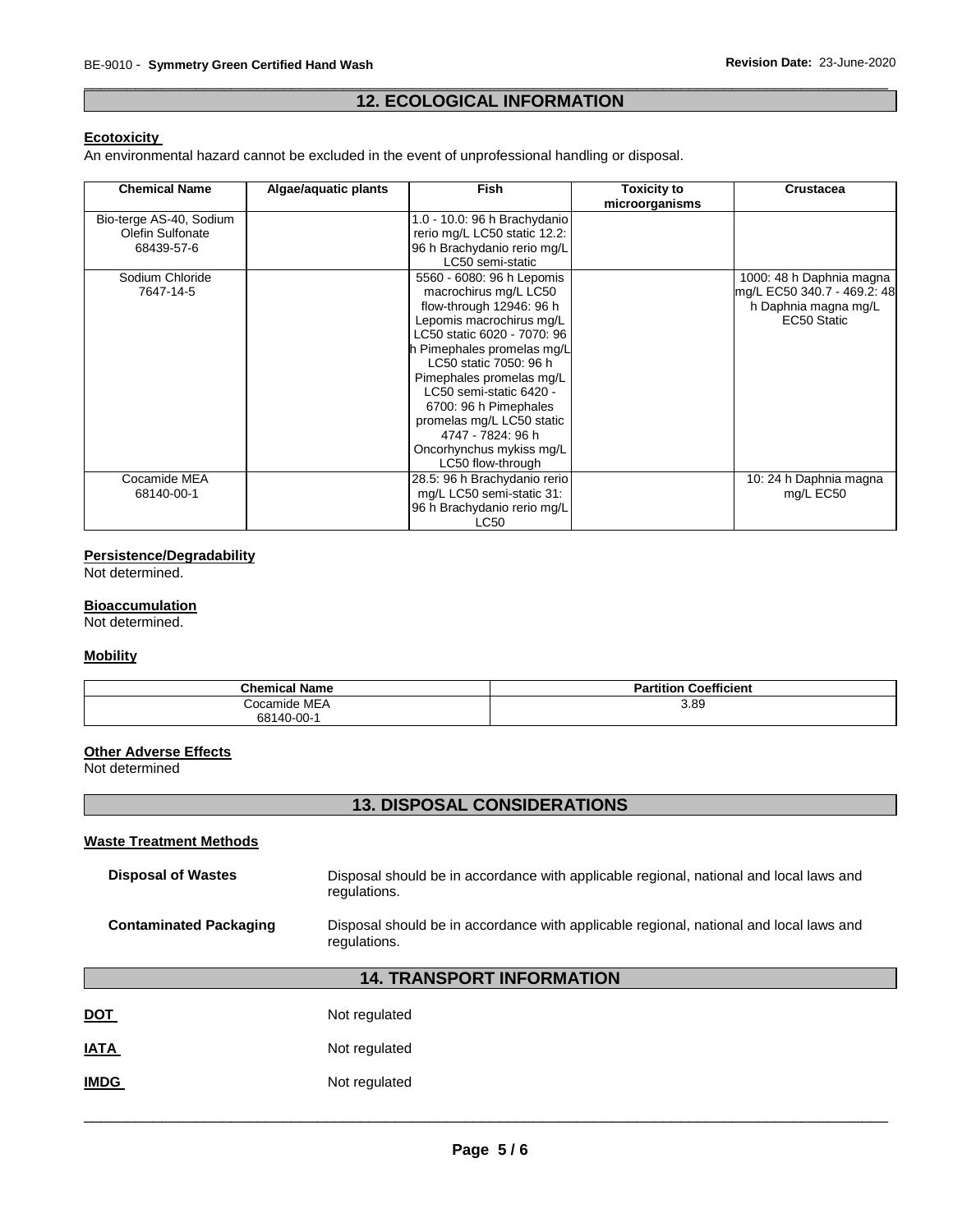## 12. ECOLOGICAL INFORMATION

**Ecotoxicity**

An environmental hazard cannot be excluded in the event of unprofessional handling or disposal.

| Chemical Name | Algae/aquatic plants | Fish | Toxicity to microorganisms | Crustacea |
|---|---|---|---|---|
| Bio-terge AS-40, Sodium Olefin Sulfonate 68439-57-6 | | 1.0 - 10.0: 96 h Brachydanio rerio mg/L LC50 static 12.2: 96 h Brachydanio rerio mg/L LC50 semi-static | | |
| Sodium Chloride 7647-14-5 | | 5560 - 6080: 96 h Lepomis macrochirus mg/L LC50 flow-through 12946: 96 h Lepomis macrochirus mg/L LC50 static 6020 - 7070: 96 h Pimephales promelas mg/L LC50 static 7050: 96 h Pimephales promelas mg/L LC50 semi-static 6420 - 6700: 96 h Pimephales promelas mg/L LC50 static 4747 - 7824: 96 h Oncorhynchus mykiss mg/L LC50 flow-through | | 1000: 48 h Daphnia magna mg/L EC50 340.7 - 469.2: 48 h Daphnia magna mg/L EC50 Static |
| Cocamide MEA 68140-00-1 | | 28.5: 96 h Brachydanio rerio mg/L LC50 semi-static 31: 96 h Brachydanio rerio mg/L LC50 | | 10: 24 h Daphnia magna mg/L EC50 |

**Persistence/Degradability**

Not determined.

**Bioaccumulation**

Not determined.

**Mobility**

| Chemical Name | Partition Coefficient |
|---|---|
| Cocamide MEA 68140-00-1 | 3.89 |

**Other Adverse Effects**

Not determined

## 13. DISPOSAL CONSIDERATIONS

**Waste Treatment Methods**

**Disposal of Wastes** Disposal should be in accordance with applicable regional, national and local laws and regulations.

**Contaminated Packaging** Disposal should be in accordance with applicable regional, national and local laws and regulations.

## 14. TRANSPORT INFORMATION

**DOT** Not regulated

**IATA** Not regulated

**IMDG** Not regulated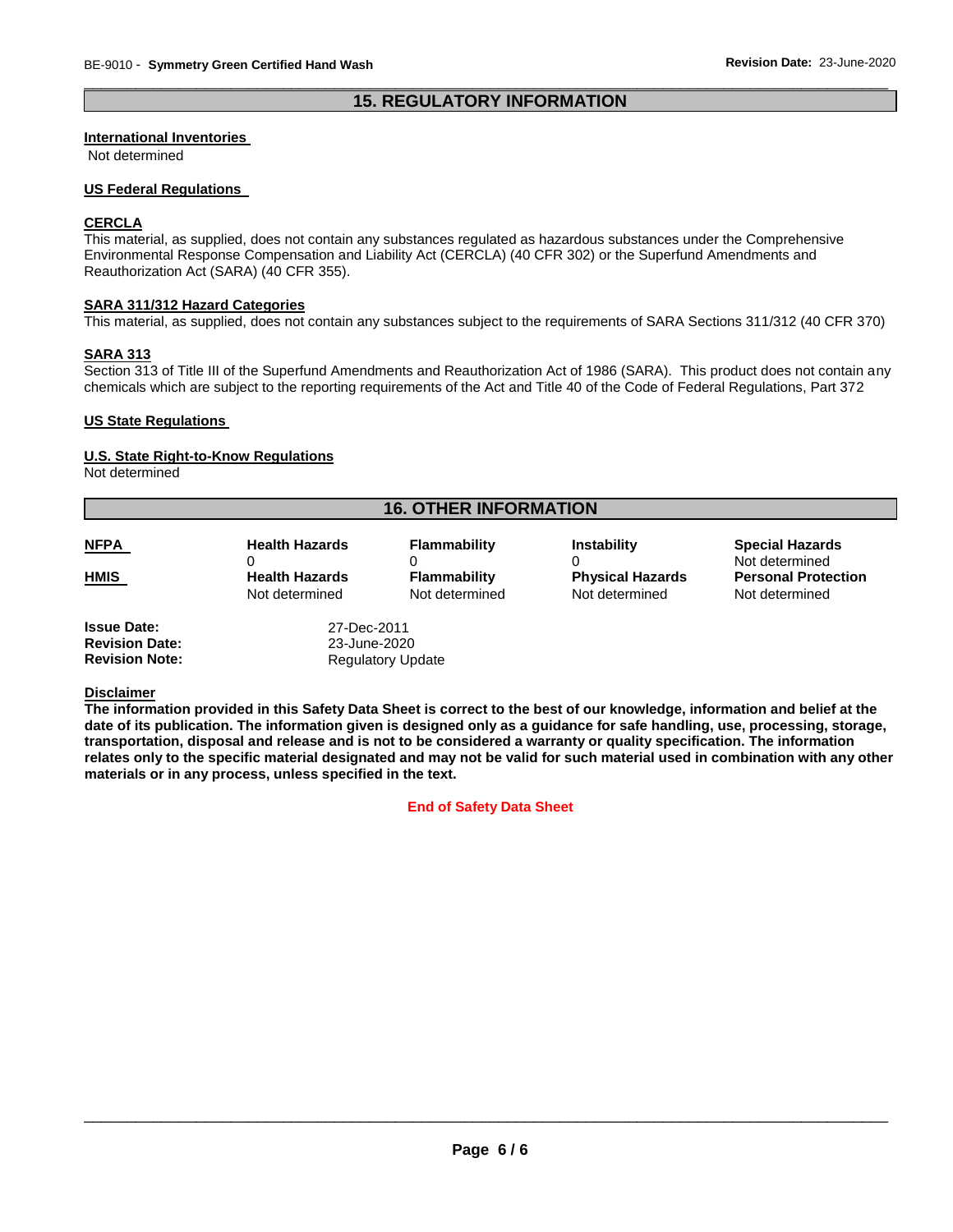## 15. REGULATORY INFORMATION

**International Inventories**

Not determined

**US Federal Regulations**

**CERCLA**

This material, as supplied, does not contain any substances regulated as hazardous substances under the Comprehensive Environmental Response Compensation and Liability Act (CERCLA) (40 CFR 302) or the Superfund Amendments and Reauthorization Act (SARA) (40 CFR 355).

**SARA 311/312 Hazard Categories**

This material, as supplied, does not contain any substances subject to the requirements of SARA Sections 311/312 (40 CFR 370)

**SARA 313**

Section 313 of Title III of the Superfund Amendments and Reauthorization Act of 1986 (SARA). This product does not contain any chemicals which are subject to the reporting requirements of the Act and Title 40 of the Code of Federal Regulations, Part 372

**US State Regulations**

**U.S. State Right-to-Know Regulations**

Not determined

## 16. OTHER INFORMATION

| | | | | |
|---|---|---|---|---|
| **NFPA** | **Health Hazards** 0 | **Flammability** 0 | **Instability** 0 | **Special Hazards** Not determined |
| **HMIS** | **Health Hazards** Not determined | **Flammability** Not determined | **Physical Hazards** Not determined | **Personal Protection** Not determined |

**Issue Date:** 27-Dec-2011
**Revision Date:** 23-June-2020
**Revision Note:** Regulatory Update

**Disclaimer**

**The information provided in this Safety Data Sheet is correct to the best of our knowledge, information and belief at the date of its publication. The information given is designed only as a guidance for safe handling, use, processing, storage, transportation, disposal and release and is not to be considered a warranty or quality specification. The information relates only to the specific material designated and may not be valid for such material used in combination with any other materials or in any process, unless specified in the text.**

**End of Safety Data Sheet**